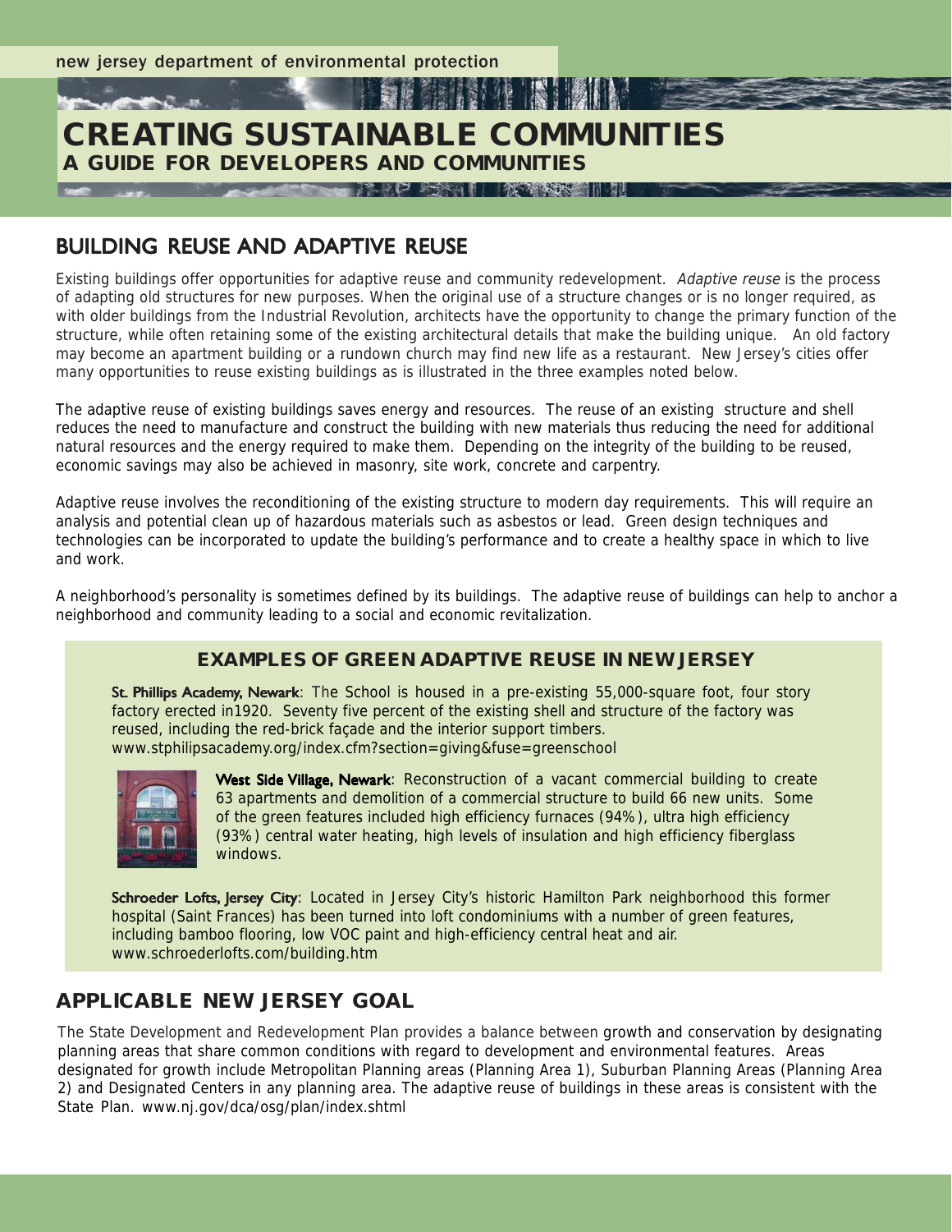new jersey department of environmental protection

# CREATING SUSTAINABLE COMMUNITIES
## A GUIDE FOR DEVELOPERS AND COMMUNITIES

## BUILDING REUSE AND ADAPTIVE REUSE

Existing buildings offer opportunities for adaptive reuse and community redevelopment. *Adaptive reuse* is the process of adapting old structures for new purposes. When the original use of a structure changes or is no longer required, as with older buildings from the Industrial Revolution, architects have the opportunity to change the primary function of the structure, while often retaining some of the existing architectural details that make the building unique. An old factory may become an apartment building or a rundown church may find new life as a restaurant. New Jersey's cities offer many opportunities to reuse existing buildings as is illustrated in the three examples noted below.

The adaptive reuse of existing buildings saves energy and resources. The reuse of an existing structure and shell reduces the need to manufacture and construct the building with new materials thus reducing the need for additional natural resources and the energy required to make them. Depending on the integrity of the building to be reused, economic savings may also be achieved in masonry, site work, concrete and carpentry.

Adaptive reuse involves the reconditioning of the existing structure to modern day requirements. This will require an analysis and potential clean up of hazardous materials such as asbestos or lead. Green design techniques and technologies can be incorporated to update the building's performance and to create a healthy space in which to live and work.

A neighborhood's personality is sometimes defined by its buildings. The adaptive reuse of buildings can help to anchor a neighborhood and community leading to a social and economic revitalization.

### EXAMPLES OF GREEN ADAPTIVE REUSE IN NEW JERSEY

**St. Phillips Academy, Newark**: The School is housed in a pre-existing 55,000-square foot, four story factory erected in1920. Seventy five percent of the existing shell and structure of the factory was reused, including the red-brick façade and the interior support timbers. www.stphilipsacademy.org/index.cfm?section=giving&fuse=greenschool

**West Side Village, Newark**: Reconstruction of a vacant commercial building to create 63 apartments and demolition of a commercial structure to build 66 new units. Some of the green features included high efficiency furnaces (94%), ultra high efficiency (93%) central water heating, high levels of insulation and high efficiency fiberglass windows.

**Schroeder Lofts, Jersey City**: Located in Jersey City's historic Hamilton Park neighborhood this former hospital (Saint Frances) has been turned into loft condominiums with a number of green features, including bamboo flooring, low VOC paint and high-efficiency central heat and air. www.schroederlofts.com/building.htm

## APPLICABLE NEW JERSEY GOAL

The State Development and Redevelopment Plan provides a balance between growth and conservation by designating planning areas that share common conditions with regard to development and environmental features. Areas designated for growth include Metropolitan Planning areas (Planning Area 1), Suburban Planning Areas (Planning Area 2) and Designated Centers in any planning area. The adaptive reuse of buildings in these areas is consistent with the State Plan. www.nj.gov/dca/osg/plan/index.shtml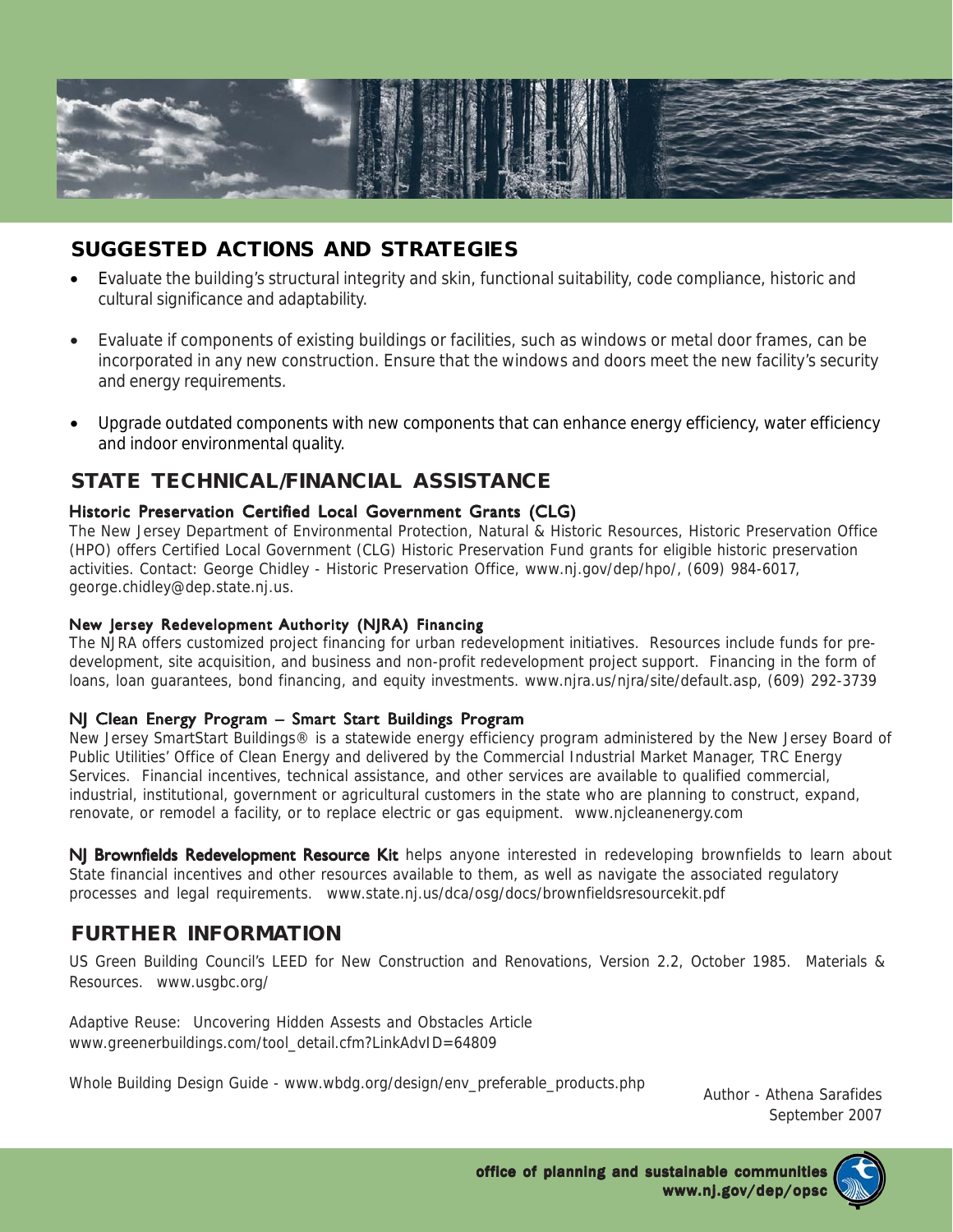## SUGGESTED ACTIONS AND STRATEGIES

- Evaluate the building's structural integrity and skin, functional suitability, code compliance, historic and cultural significance and adaptability.
- Evaluate if components of existing buildings or facilities, such as windows or metal door frames, can be incorporated in any new construction. Ensure that the windows and doors meet the new facility's security and energy requirements.
- Upgrade outdated components with new components that can enhance energy efficiency, water efficiency and indoor environmental quality.

## STATE TECHNICAL/FINANCIAL ASSISTANCE

### Historic Preservation Certified Local Government Grants (CLG)

The New Jersey Department of Environmental Protection, Natural & Historic Resources, Historic Preservation Office (HPO) offers Certified Local Government (CLG) Historic Preservation Fund grants for eligible historic preservation activities. Contact: George Chidley - Historic Preservation Office, www.nj.gov/dep/hpo/, (609) 984-6017, george.chidley@dep.state.nj.us.

### New Jersey Redevelopment Authority (NJRA) Financing

The NJRA offers customized project financing for urban redevelopment initiatives. Resources include funds for pre-development, site acquisition, and business and non-profit redevelopment project support. Financing in the form of loans, loan guarantees, bond financing, and equity investments. www.njra.us/njra/site/default.asp, (609) 292-3739

### NJ Clean Energy Program – Smart Start Buildings Program

New Jersey SmartStart Buildings® is a statewide energy efficiency program administered by the New Jersey Board of Public Utilities' Office of Clean Energy and delivered by the Commercial Industrial Market Manager, TRC Energy Services. Financial incentives, technical assistance, and other services are available to qualified commercial, industrial, institutional, government or agricultural customers in the state who are planning to construct, expand, renovate, or remodel a facility, or to replace electric or gas equipment. www.njcleanenergy.com

**NJ Brownfields Redevelopment Resource Kit** helps anyone interested in redeveloping brownfields to learn about State financial incentives and other resources available to them, as well as navigate the associated regulatory processes and legal requirements. www.state.nj.us/dca/osg/docs/brownfieldsresourcekit.pdf

## FURTHER INFORMATION

US Green Building Council's LEED for New Construction and Renovations, Version 2.2, October 1985. Materials & Resources. www.usgbc.org/

Adaptive Reuse: Uncovering Hidden Assests and Obstacles Article
www.greenerbuildings.com/tool_detail.cfm?LinkAdvID=64809

Whole Building Design Guide - www.wbdg.org/design/env_preferable_products.php

Author - Athena Sarafides
September 2007

**office of planning and sustainable communities**
**www.nj.gov/dep/opsc**